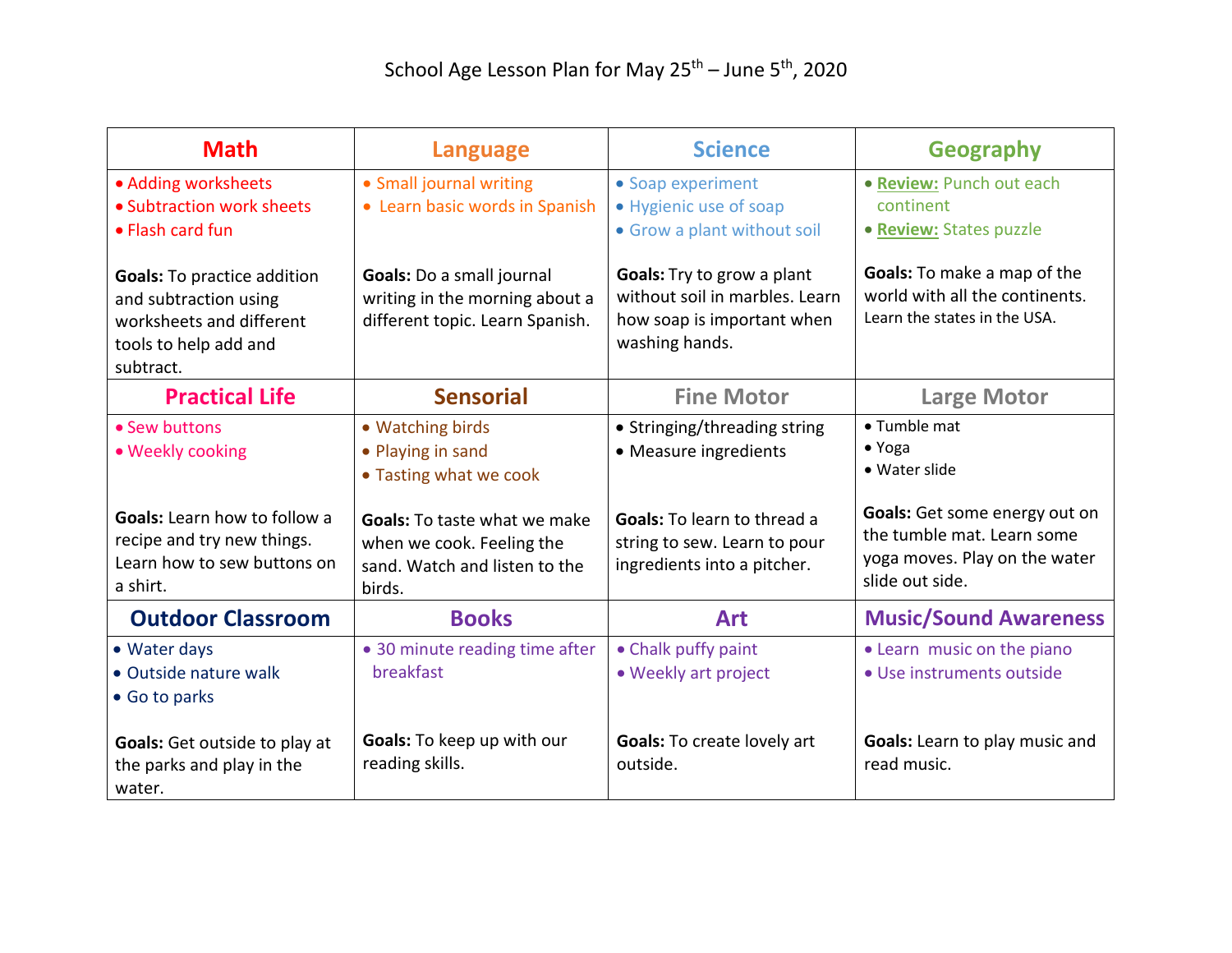# School Age Lesson Plan for May 25th – June 5th, 2020

| Math | Language | Science | Geography |
|---|---|---|---|
| • Adding worksheets<br>• Subtraction work sheets<br>• Flash card fun<br><br>**Goals:** To practice addition and subtraction using worksheets and different tools to help add and subtract. | • Small journal writing<br>• Learn basic words in Spanish<br><br>**Goals:** Do a small journal writing in the morning about a different topic. Learn Spanish. | • Soap experiment<br>• Hygienic use of soap<br>• Grow a plant without soil<br><br>**Goals:** Try to grow a plant without soil in marbles. Learn how soap is important when washing hands. | • **Review:** Punch out each continent<br>• **Review:** States puzzle<br><br>**Goals:** To make a map of the world with all the continents. Learn the states in the USA. |
| **Practical Life** | **Sensorial** | **Fine Motor** | **Large Motor** |
| • Sew buttons<br>• Weekly cooking<br><br>**Goals:** Learn how to follow a recipe and try new things. Learn how to sew buttons on a shirt. | • Watching birds<br>• Playing in sand<br>• Tasting what we cook<br><br>**Goals:** To taste what we make when we cook. Feeling the sand. Watch and listen to the birds. | • Stringing/threading string<br>• Measure ingredients<br><br>**Goals:** To learn to thread a string to sew. Learn to pour ingredients into a pitcher. | • Tumble mat<br>• Yoga<br>• Water slide<br><br>**Goals:** Get some energy out on the tumble mat. Learn some yoga moves. Play on the water slide out side. |
| **Outdoor Classroom** | **Books** | **Art** | **Music/Sound Awareness** |
| • Water days<br>• Outside nature walk<br>• Go to parks<br><br>**Goals:** Get outside to play at the parks and play in the water. | • 30 minute reading time after breakfast<br><br>**Goals:** To keep up with our reading skills. | • Chalk puffy paint<br>• Weekly art project<br><br>**Goals:** To create lovely art outside. | • Learn music on the piano<br>• Use instruments outside<br><br>**Goals:** Learn to play music and read music. |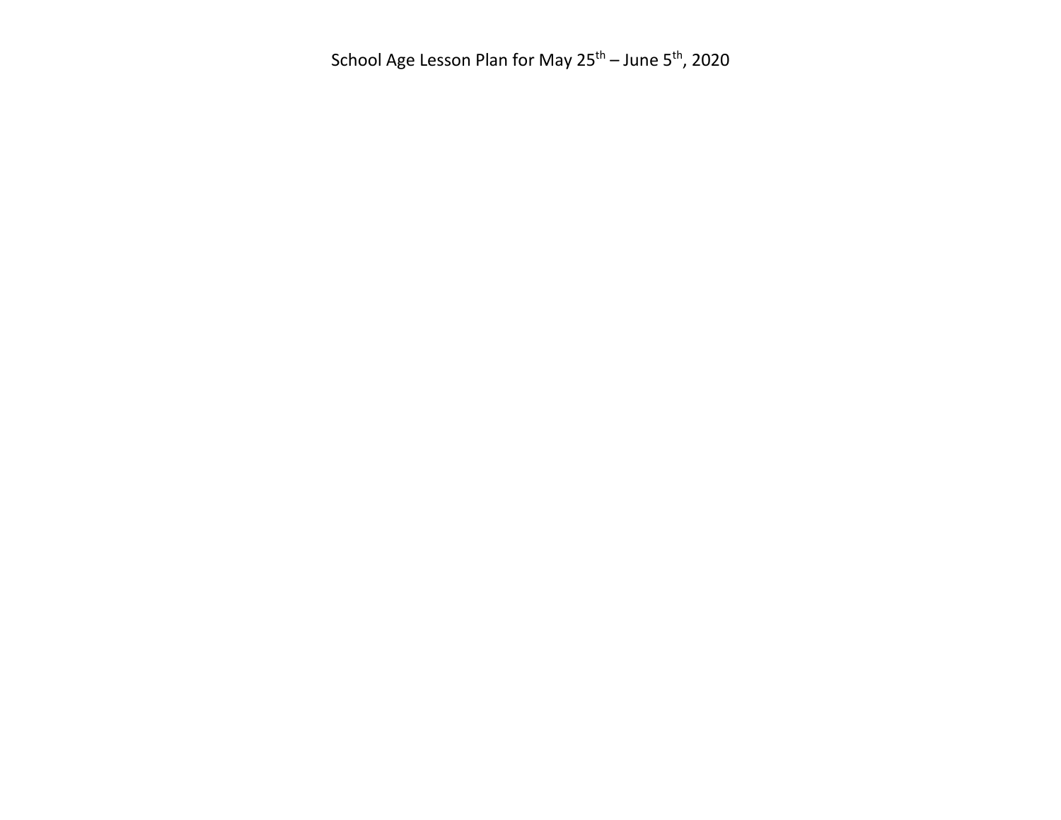School Age Lesson Plan for May 25th – June 5th, 2020